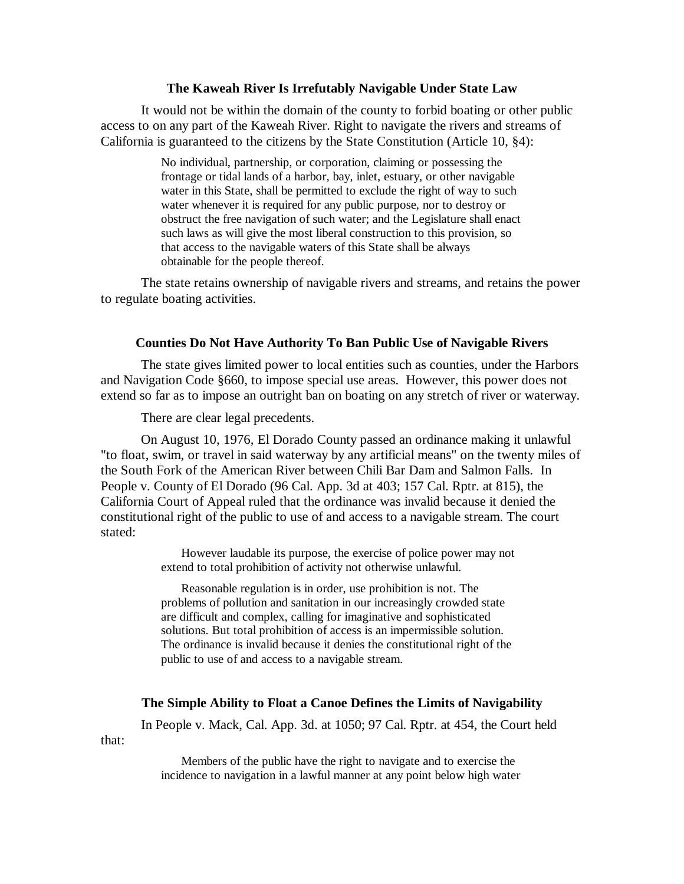### The Kaweah River Is Irrefutably Navigable Under State Law

It would not be within the domain of the county to forbid boating or other public access to on any part of the Kaweah River. Right to navigate the rivers and streams of California is guaranteed to the citizens by the State Constitution (Article 10, §4):

> No individual, partnership, or corporation, claiming or possessing the frontage or tidal lands of a harbor, bay, inlet, estuary, or other navigable water in this State, shall be permitted to exclude the right of way to such water whenever it is required for any public purpose, nor to destroy or obstruct the free navigation of such water; and the Legislature shall enact such laws as will give the most liberal construction to this provision, so that access to the navigable waters of this State shall be always obtainable for the people thereof.

The state retains ownership of navigable rivers and streams, and retains the power to regulate boating activities.

### Counties Do Not Have Authority To Ban Public Use of Navigable Rivers

The state gives limited power to local entities such as counties, under the Harbors and Navigation Code §660, to impose special use areas. However, this power does not extend so far as to impose an outright ban on boating on any stretch of river or waterway.

There are clear legal precedents.

On August 10, 1976, El Dorado County passed an ordinance making it unlawful "to float, swim, or travel in said waterway by any artificial means" on the twenty miles of the South Fork of the American River between Chili Bar Dam and Salmon Falls. In People v. County of El Dorado (96 Cal. App. 3d at 403; 157 Cal. Rptr. at 815), the California Court of Appeal ruled that the ordinance was invalid because it denied the constitutional right of the public to use of and access to a navigable stream. The court stated:

> However laudable its purpose, the exercise of police power may not extend to total prohibition of activity not otherwise unlawful.
>
> Reasonable regulation is in order, use prohibition is not. The problems of pollution and sanitation in our increasingly crowded state are difficult and complex, calling for imaginative and sophisticated solutions. But total prohibition of access is an impermissible solution. The ordinance is invalid because it denies the constitutional right of the public to use of and access to a navigable stream.

### The Simple Ability to Float a Canoe Defines the Limits of Navigability

In People v. Mack, Cal. App. 3d. at 1050; 97 Cal. Rptr. at 454, the Court held that:

> Members of the public have the right to navigate and to exercise the incidence to navigation in a lawful manner at any point below high water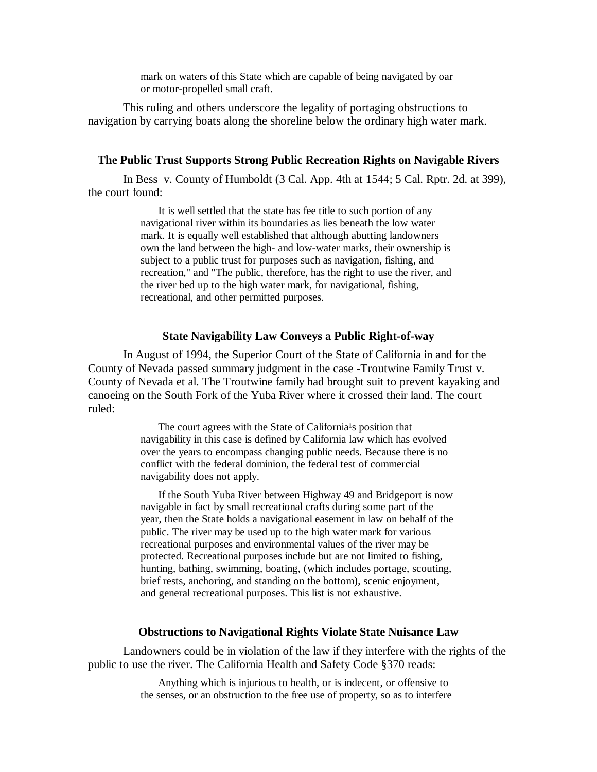> mark on waters of this State which are capable of being navigated by oar or motor-propelled small craft.

This ruling and others underscore the legality of portaging obstructions to navigation by carrying boats along the shoreline below the ordinary high water mark.

### The Public Trust Supports Strong Public Recreation Rights on Navigable Rivers

In Bess v. County of Humboldt (3 Cal. App. 4th at 1544; 5 Cal. Rptr. 2d. at 399), the court found:

> It is well settled that the state has fee title to such portion of any navigational river within its boundaries as lies beneath the low water mark. It is equally well established that although abutting landowners own the land between the high- and low-water marks, their ownership is subject to a public trust for purposes such as navigation, fishing, and recreation," and "The public, therefore, has the right to use the river, and the river bed up to the high water mark, for navigational, fishing, recreational, and other permitted purposes.

### State Navigability Law Conveys a Public Right-of-way

In August of 1994, the Superior Court of the State of California in and for the County of Nevada passed summary judgment in the case -Troutwine Family Trust v. County of Nevada et al. The Troutwine family had brought suit to prevent kayaking and canoeing on the South Fork of the Yuba River where it crossed their land. The court ruled:

> The court agrees with the State of California¹s position that navigability in this case is defined by California law which has evolved over the years to encompass changing public needs. Because there is no conflict with the federal dominion, the federal test of commercial navigability does not apply.
>
> If the South Yuba River between Highway 49 and Bridgeport is now navigable in fact by small recreational crafts during some part of the year, then the State holds a navigational easement in law on behalf of the public. The river may be used up to the high water mark for various recreational purposes and environmental values of the river may be protected. Recreational purposes include but are not limited to fishing, hunting, bathing, swimming, boating, (which includes portage, scouting, brief rests, anchoring, and standing on the bottom), scenic enjoyment, and general recreational purposes. This list is not exhaustive.

### Obstructions to Navigational Rights Violate State Nuisance Law

Landowners could be in violation of the law if they interfere with the rights of the public to use the river. The California Health and Safety Code §370 reads:

> Anything which is injurious to health, or is indecent, or offensive to the senses, or an obstruction to the free use of property, so as to interfere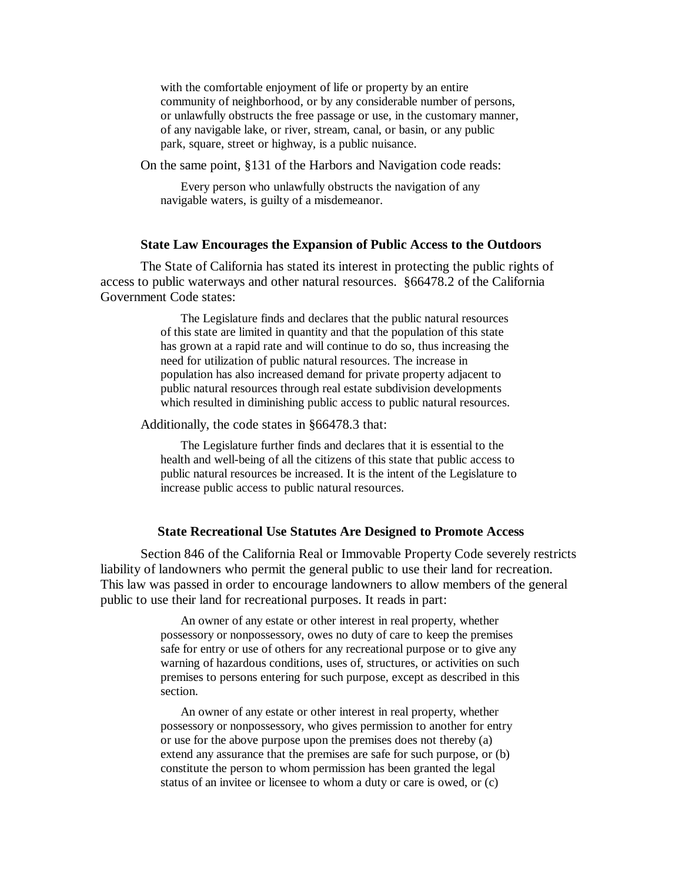> with the comfortable enjoyment of life or property by an entire community of neighborhood, or by any considerable number of persons, or unlawfully obstructs the free passage or use, in the customary manner, of any navigable lake, or river, stream, canal, or basin, or any public park, square, street or highway, is a public nuisance.

On the same point, §131 of the Harbors and Navigation code reads:

> Every person who unlawfully obstructs the navigation of any navigable waters, is guilty of a misdemeanor.

### State Law Encourages the Expansion of Public Access to the Outdoors

The State of California has stated its interest in protecting the public rights of access to public waterways and other natural resources. §66478.2 of the California Government Code states:

> The Legislature finds and declares that the public natural resources of this state are limited in quantity and that the population of this state has grown at a rapid rate and will continue to do so, thus increasing the need for utilization of public natural resources. The increase in population has also increased demand for private property adjacent to public natural resources through real estate subdivision developments which resulted in diminishing public access to public natural resources.

Additionally, the code states in §66478.3 that:

> The Legislature further finds and declares that it is essential to the health and well-being of all the citizens of this state that public access to public natural resources be increased. It is the intent of the Legislature to increase public access to public natural resources.

### State Recreational Use Statutes Are Designed to Promote Access

Section 846 of the California Real or Immovable Property Code severely restricts liability of landowners who permit the general public to use their land for recreation. This law was passed in order to encourage landowners to allow members of the general public to use their land for recreational purposes. It reads in part:

> An owner of any estate or other interest in real property, whether possessory or nonpossessory, owes no duty of care to keep the premises safe for entry or use of others for any recreational purpose or to give any warning of hazardous conditions, uses of, structures, or activities on such premises to persons entering for such purpose, except as described in this section.
>
> An owner of any estate or other interest in real property, whether possessory or nonpossessory, who gives permission to another for entry or use for the above purpose upon the premises does not thereby (a) extend any assurance that the premises are safe for such purpose, or (b) constitute the person to whom permission has been granted the legal status of an invitee or licensee to whom a duty or care is owed, or (c)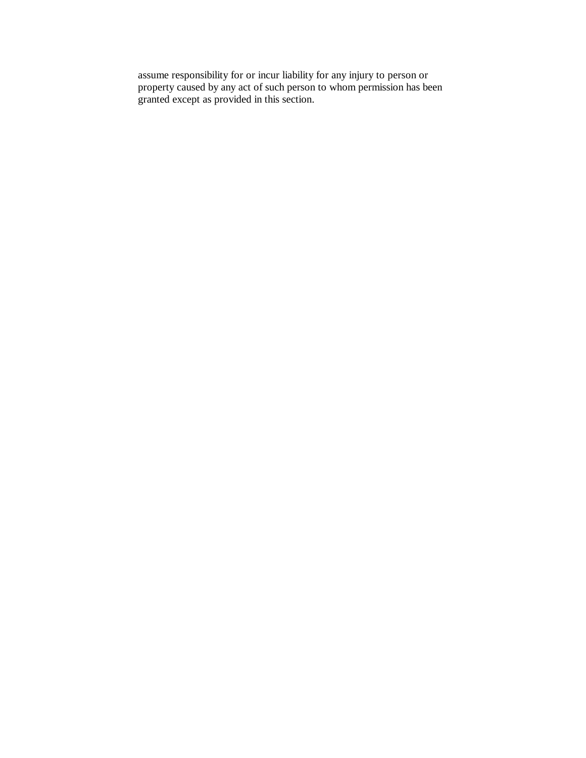assume responsibility for or incur liability for any injury to person or property caused by any act of such person to whom permission has been granted except as provided in this section.